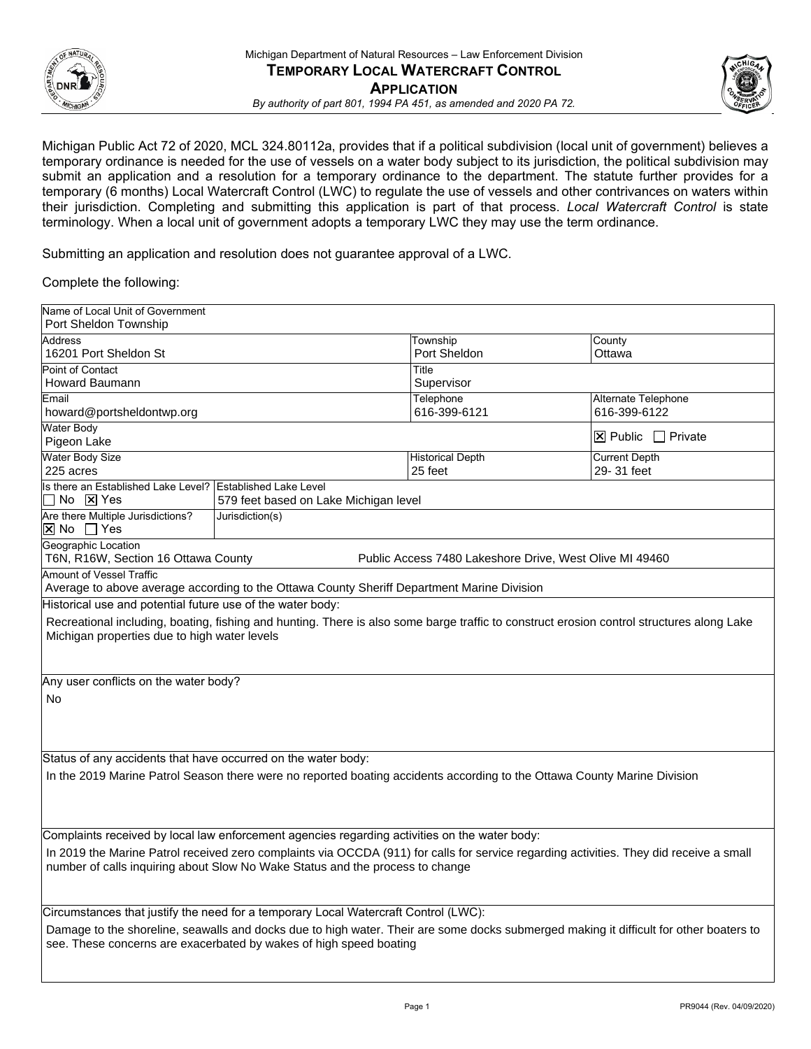Michigan Department of Natural Resources – Law Enforcement Division

# Temporary Local Watercraft Control Application

*By authority of part 801, 1994 PA 451, as amended and 2020 PA 72.*

Michigan Public Act 72 of 2020, MCL 324.80112a, provides that if a political subdivision (local unit of government) believes a temporary ordinance is needed for the use of vessels on a water body subject to its jurisdiction, the political subdivision may submit an application and a resolution for a temporary ordinance to the department. The statute further provides for a temporary (6 months) Local Watercraft Control (LWC) to regulate the use of vessels and other contrivances on waters within their jurisdiction. Completing and submitting this application is part of that process. *Local Watercraft Control* is state terminology. When a local unit of government adopts a temporary LWC they may use the term ordinance.

Submitting an application and resolution does not guarantee approval of a LWC.

Complete the following:

| Field | Value | Field | Value |
|---|---|---|---|
| Name of Local Unit of Government | Port Sheldon Township | | |
| Address | 16201 Port Sheldon St | Township | Port Sheldon |
| County | Ottawa | | |
| Point of Contact | Howard Baumann | Title | Supervisor |
| Email | howard@portsheldontwp.org | Telephone | 616-399-6121 |
| Alternate Telephone | 616-399-6122 | | |
| Water Body | Pigeon Lake | Public / Private | ☒ Public ☐ Private |
| Water Body Size | 225 acres | Historical Depth | 25 feet |
| Current Depth | 29- 31 feet | | |
| Is there an Established Lake Level? | ☐ No ☒ Yes | Established Lake Level | 579 feet based on Lake Michigan level |
| Are there Multiple Jurisdictions? | ☒ No ☐ Yes | Jurisdiction(s) | |
| Geographic Location | T6N, R16W, Section 16 Ottawa County | Public Access | 7480 Lakeshore Drive, West Olive MI 49460 |
| Amount of Vessel Traffic | Average to above average according to the Ottawa County Sheriff Department Marine Division | | |

**Historical use and potential future use of the water body:**

Recreational including, boating, fishing and hunting. There is also some barge traffic to construct erosion control structures along Lake Michigan properties due to high water levels

**Any user conflicts on the water body?**

No

**Status of any accidents that have occurred on the water body:**

In the 2019 Marine Patrol Season there were no reported boating accidents according to the Ottawa County Marine Division

**Complaints received by local law enforcement agencies regarding activities on the water body:**

In 2019 the Marine Patrol received zero complaints via OCCDA (911) for calls for service regarding activities. They did receive a small number of calls inquiring about Slow No Wake Status and the process to change

**Circumstances that justify the need for a temporary Local Watercraft Control (LWC):**

Damage to the shoreline, seawalls and docks due to high water. Their are some docks submerged making it difficult for other boaters to see. These concerns are exacerbated by wakes of high speed boating

PR9044 (Rev. 04/09/2020)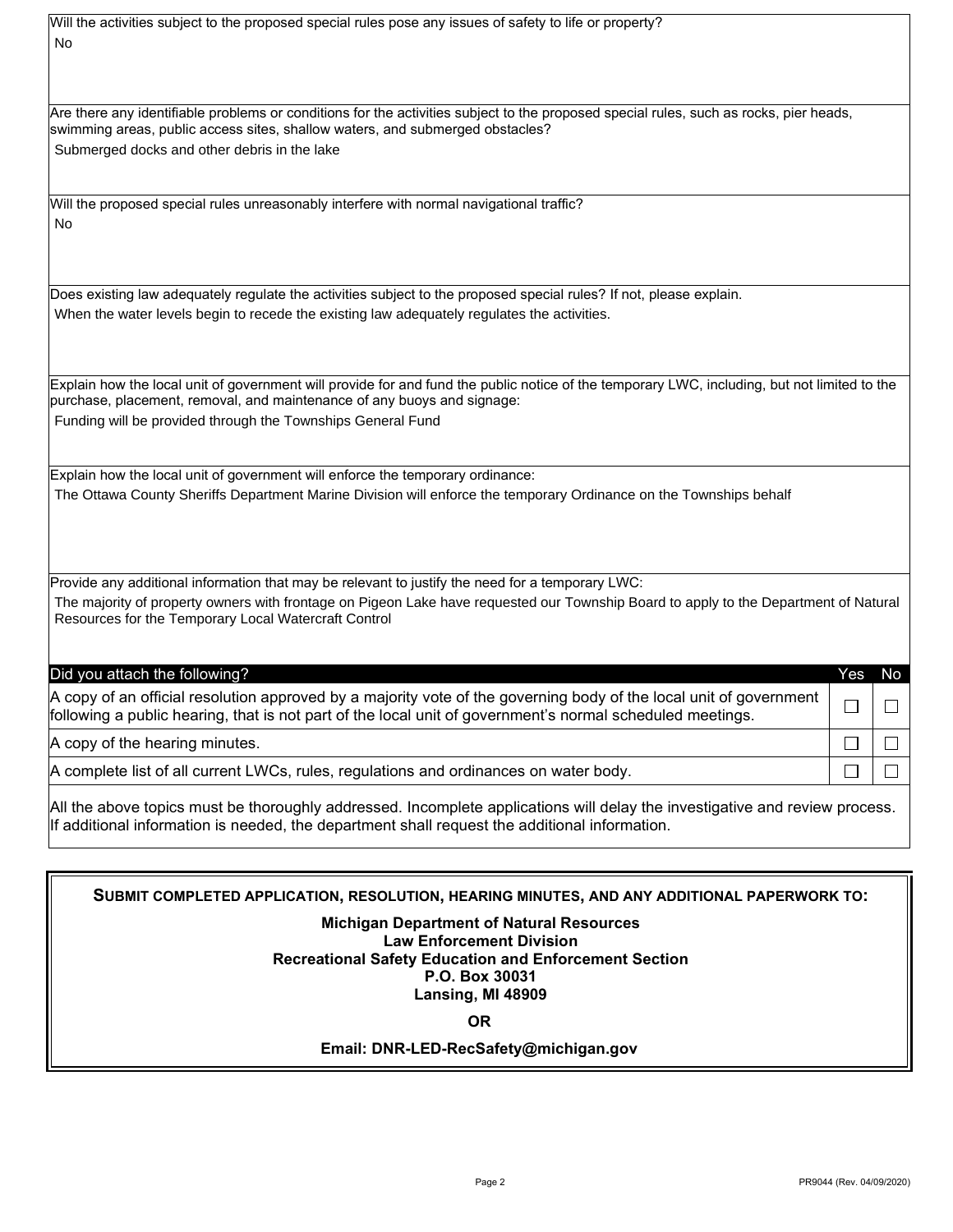Will the activities subject to the proposed special rules pose any issues of safety to life or property?

No

Are there any identifiable problems or conditions for the activities subject to the proposed special rules, such as rocks, pier heads, swimming areas, public access sites, shallow waters, and submerged obstacles?

Submerged docks and other debris in the lake

Will the proposed special rules unreasonably interfere with normal navigational traffic?

No

Does existing law adequately regulate the activities subject to the proposed special rules? If not, please explain.

When the water levels begin to recede the existing law adequately regulates the activities.

Explain how the local unit of government will provide for and fund the public notice of the temporary LWC, including, but not limited to the purchase, placement, removal, and maintenance of any buoys and signage:

Funding will be provided through the Townships General Fund

Explain how the local unit of government will enforce the temporary ordinance:

The Ottawa County Sheriffs Department Marine Division will enforce the temporary Ordinance on the Townships behalf

Provide any additional information that may be relevant to justify the need for a temporary LWC:

The majority of property owners with frontage on Pigeon Lake have requested our Township Board to apply to the Department of Natural Resources for the Temporary Local Watercraft Control

| Did you attach the following? | Yes | No |
|---|---|---|
| A copy of an official resolution approved by a majority vote of the governing body of the local unit of government following a public hearing, that is not part of the local unit of government's normal scheduled meetings. | ☐ | ☐ |
| A copy of the hearing minutes. | ☐ | ☐ |
| A complete list of all current LWCs, rules, regulations and ordinances on water body. | ☐ | ☐ |

All the above topics must be thoroughly addressed. Incomplete applications will delay the investigative and review process. If additional information is needed, the department shall request the additional information.

**SUBMIT COMPLETED APPLICATION, RESOLUTION, HEARING MINUTES, AND ANY ADDITIONAL PAPERWORK TO:**

**Michigan Department of Natural Resources**
**Law Enforcement Division**
**Recreational Safety Education and Enforcement Section**
**P.O. Box 30031**
**Lansing, MI 48909**

**OR**

**Email: DNR-LED-RecSafety@michigan.gov**

PR9044 (Rev. 04/09/2020)